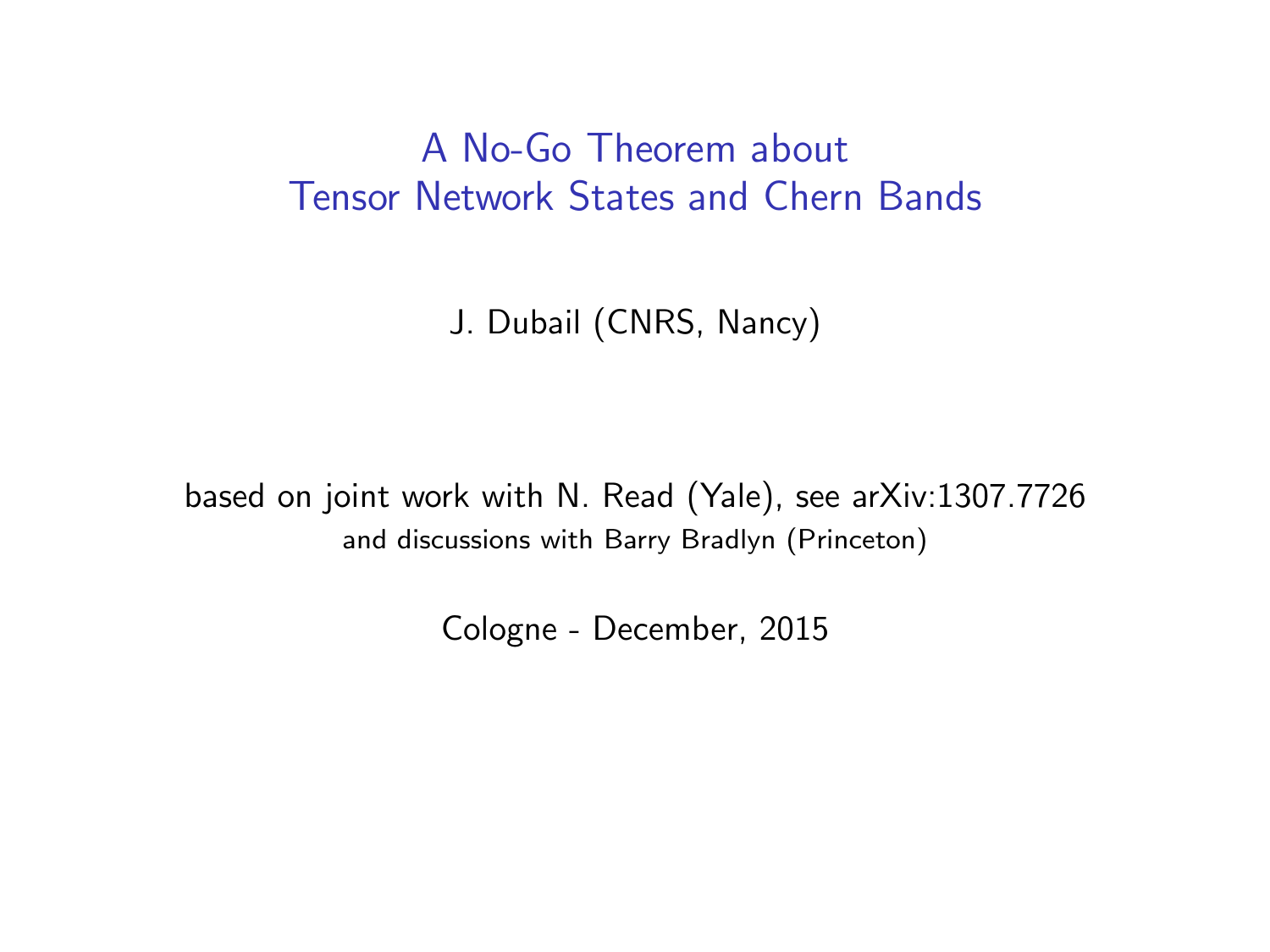# A No-Go Theorem about Tensor Network States and Chern Bands

J. Dubail (CNRS, Nancy)

based on joint work with N. Read (Yale), see arXiv:1307.7726

and discussions with Barry Bradlyn (Princeton)

Cologne - December, 2015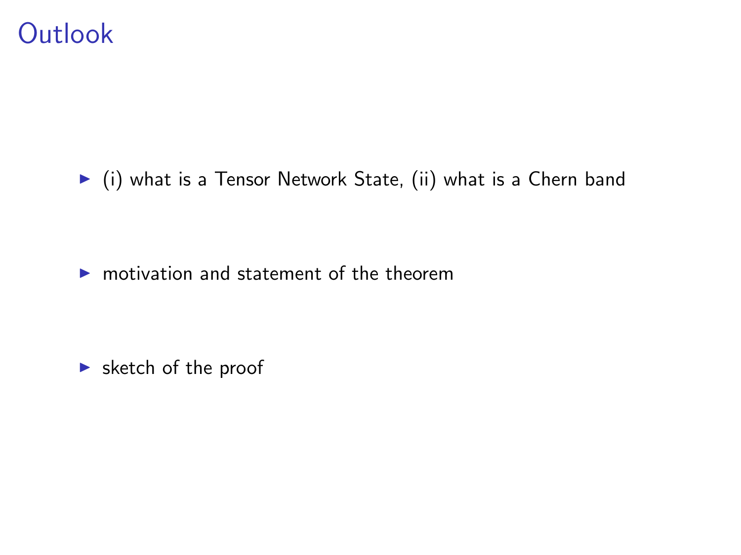# Outlook

- (i) what is a Tensor Network State, (ii) what is a Chern band
- motivation and statement of the theorem
- sketch of the proof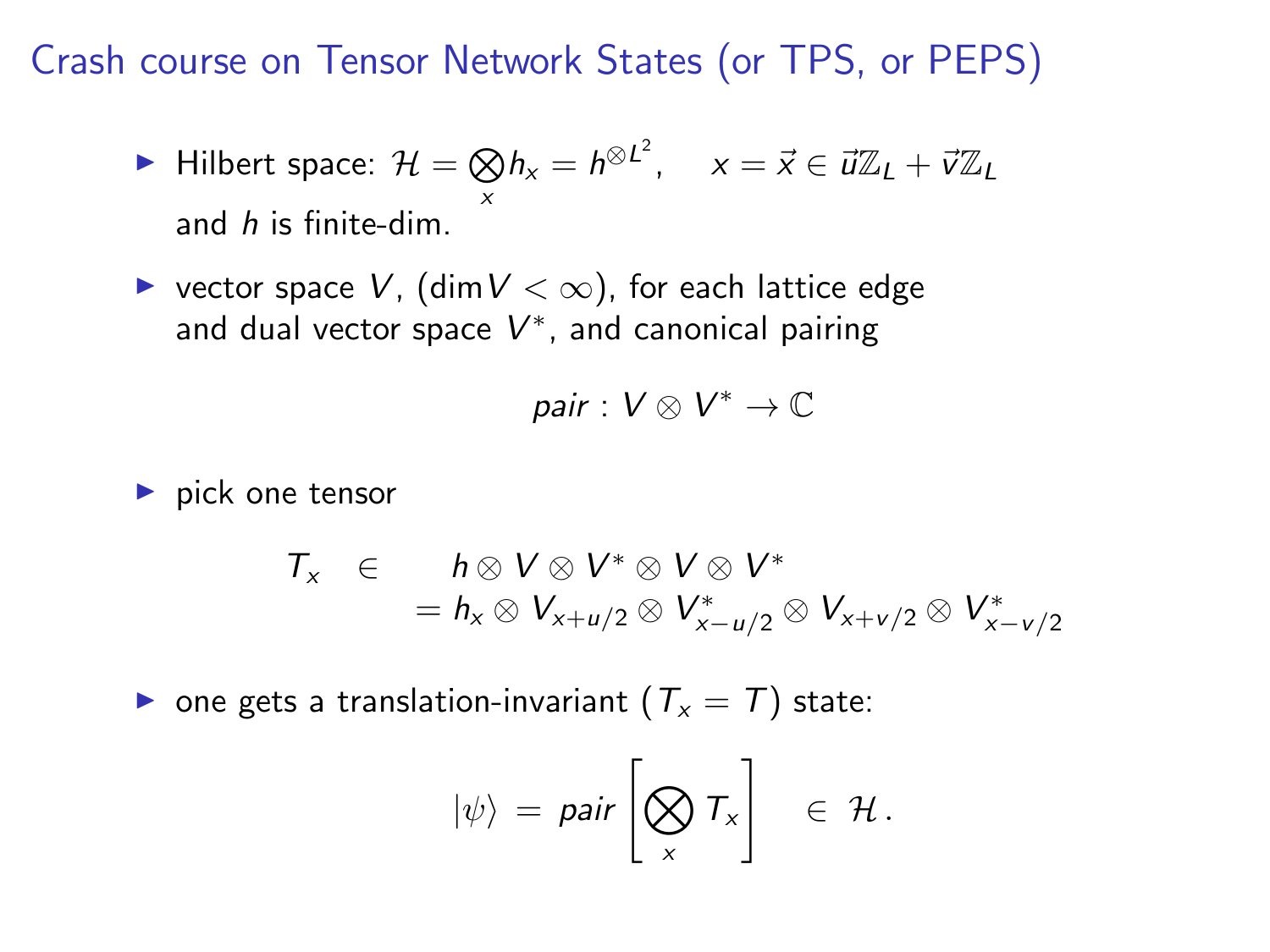# Crash course on Tensor Network States (or TPS, or PEPS)

- Hilbert space: $\mathcal{H} = \bigotimes_x h_x = h^{\otimes L^2}, \quad x = \vec{x} \in \vec{u}\mathbb{Z}_L + \vec{v}\mathbb{Z}_L$ and $h$ is finite-dim.

- vector space $V$, ($\dim V < \infty$), for each lattice edge and dual vector space $V^*$, and canonical pairing

$$pair : V \otimes V^* \to \mathbb{C}$$

- pick one tensor

$$\begin{aligned} T_x \quad \in \qquad & h \otimes V \otimes V^* \otimes V \otimes V^* \\ & = h_x \otimes V_{x+u/2} \otimes V^*_{x-u/2} \otimes V_{x+v/2} \otimes V^*_{x-v/2} \end{aligned}$$

- one gets a translation-invariant ($T_x = T$) state:

$$|\psi\rangle \; = \; pair \left[ \bigotimes_x T_x \right] \quad \in \; \mathcal{H} \, .$$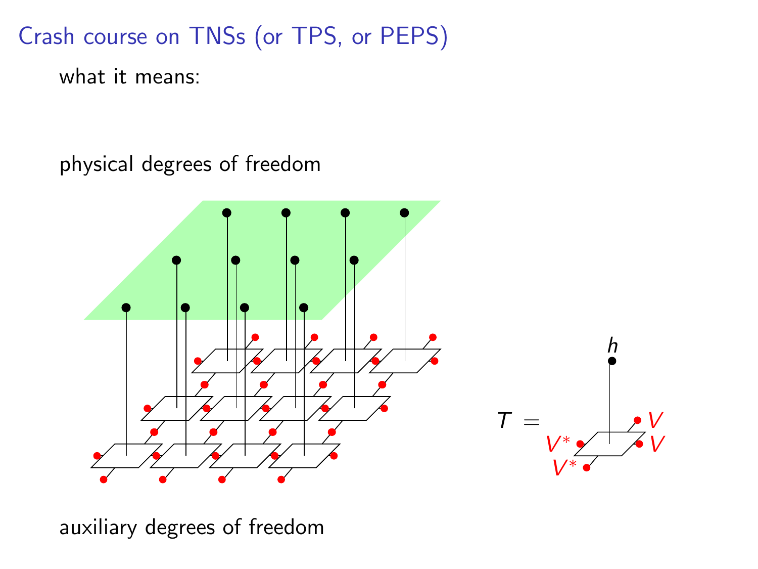# Crash course on TNSs (or TPS, or PEPS)

what it means:

physical degrees of freedom

auxiliary degrees of freedom

$T =$ $h$, $V^*$, $V^*$, $V$, $V$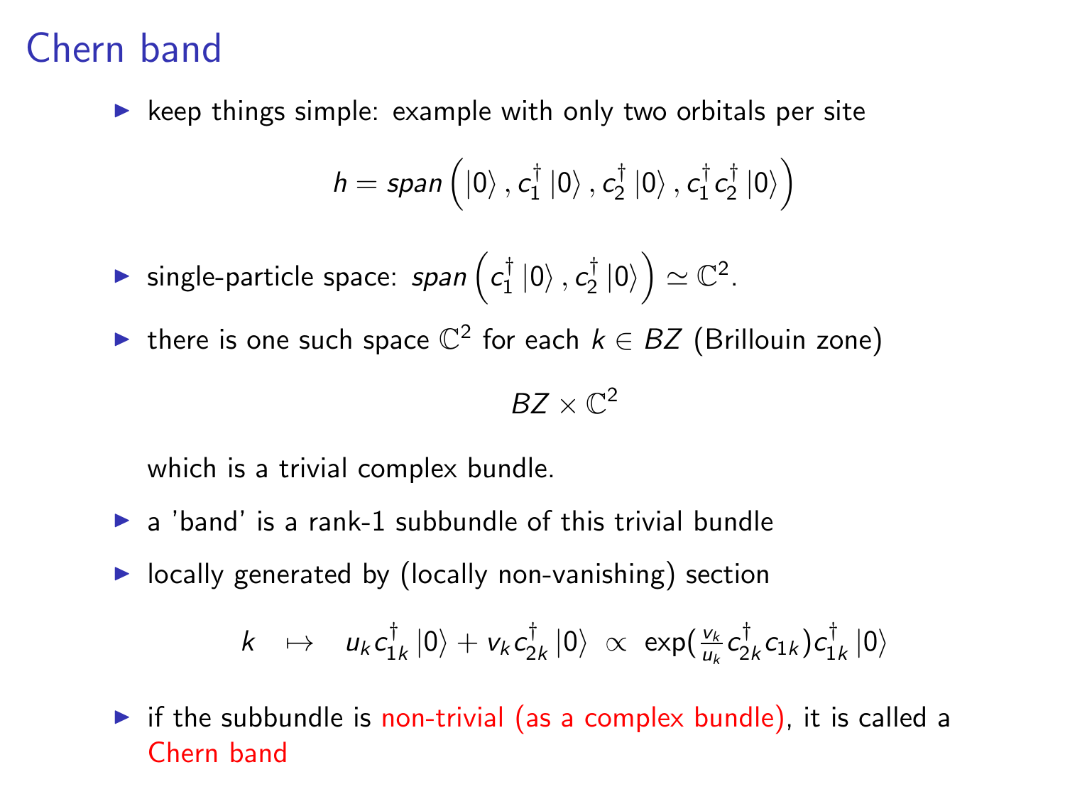# Chern band

- keep things simple: example with only two orbitals per site

$$h = span\left( |0\rangle \, , c_1^\dagger \, |0\rangle \, , c_2^\dagger \, |0\rangle \, , c_1^\dagger c_2^\dagger \, |0\rangle \right)$$

- single-particle space: $span\left( c_1^\dagger \, |0\rangle \, , c_2^\dagger \, |0\rangle \right) \simeq \mathbb{C}^2$.
- there is one such space $\mathbb{C}^2$ for each $k \in BZ$ (Brillouin zone)

$$BZ \times \mathbb{C}^2$$

  which is a trivial complex bundle.

- a 'band' is a rank-1 subbundle of this trivial bundle
- locally generated by (locally non-vanishing) section

$$k \quad \mapsto \quad u_k c_{1k}^\dagger \, |0\rangle + v_k c_{2k}^\dagger \, |0\rangle \; \propto \; \exp\left(\tfrac{v_k}{u_k} c_{2k}^\dagger c_{1k}\right) c_{1k}^\dagger \, |0\rangle$$

- if the subbundle is non-trivial (as a complex bundle), it is called a Chern band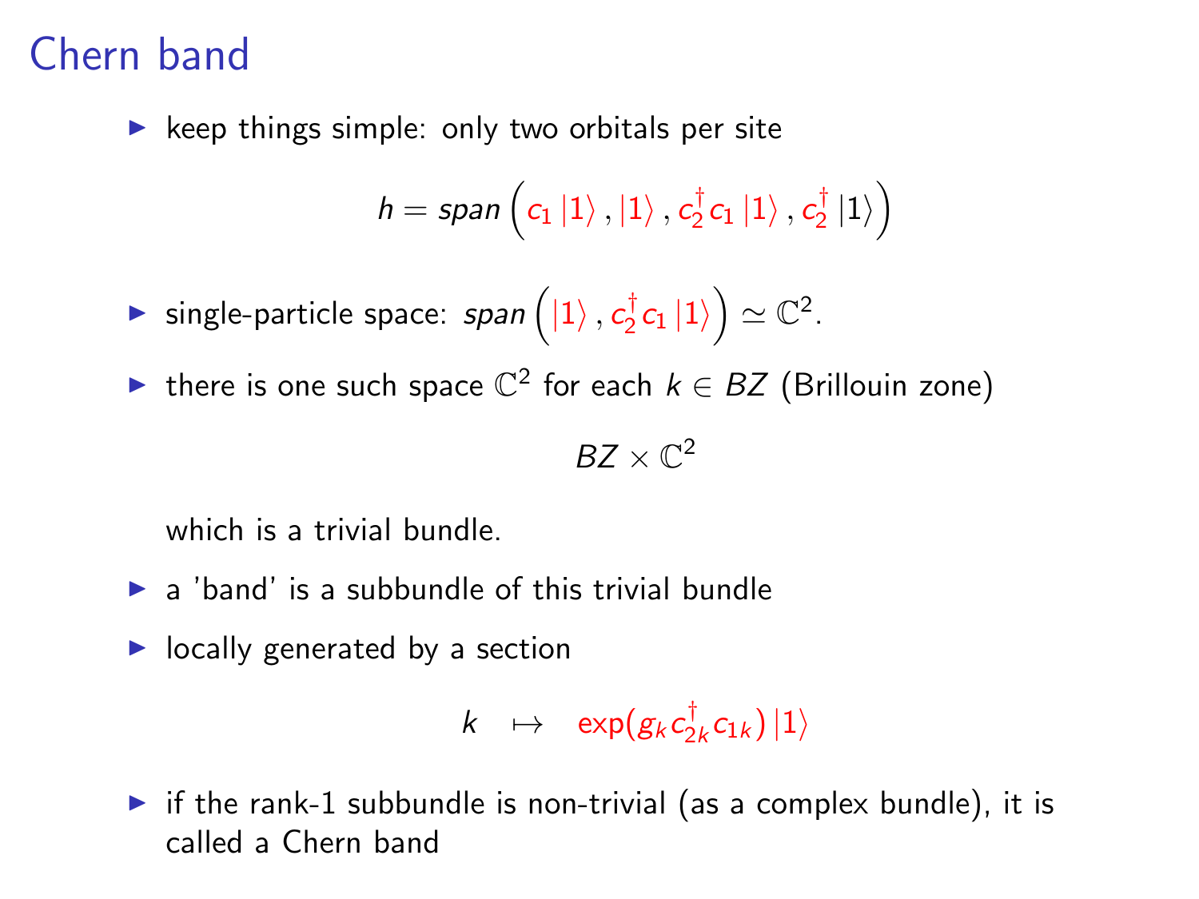# Chern band

- keep things simple: only two orbitals per site

$$h = span\left(c_1 \left|1\right\rangle, \left|1\right\rangle, c_2^\dagger c_1 \left|1\right\rangle, c_2^\dagger \left|1\right\rangle\right)$$

- single-particle space: $span\left(\left|1\right\rangle, c_2^\dagger c_1 \left|1\right\rangle\right) \simeq \mathbb{C}^2$.
- there is one such space $\mathbb{C}^2$ for each $k \in BZ$ (Brillouin zone)

$$BZ \times \mathbb{C}^2$$

  which is a trivial bundle.
- a 'band' is a subbundle of this trivial bundle
- locally generated by a section

$$k \quad \mapsto \quad \exp(g_k c_{2k}^\dagger c_{1k}) \left|1\right\rangle$$

- if the rank-1 subbundle is non-trivial (as a complex bundle), it is called a Chern band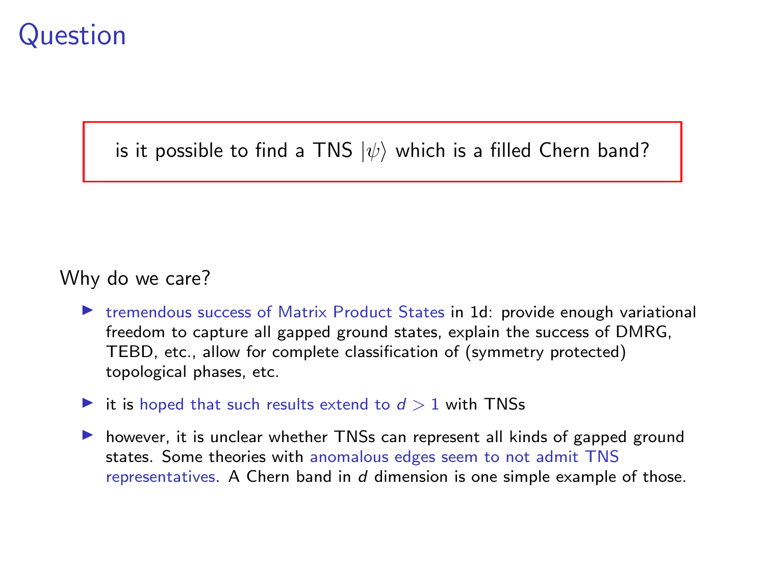# Question

> is it possible to find a TNS $|\psi\rangle$ which is a filled Chern band?

Why do we care?

- tremendous success of Matrix Product States in 1d: provide enough variational freedom to capture all gapped ground states, explain the success of DMRG, TEBD, etc., allow for complete classification of (symmetry protected) topological phases, etc.
- it is hoped that such results extend to $d > 1$ with TNSs
- however, it is unclear whether TNSs can represent all kinds of gapped ground states. Some theories with anomalous edges seem to not admit TNS representatives. A Chern band in $d$ dimension is one simple example of those.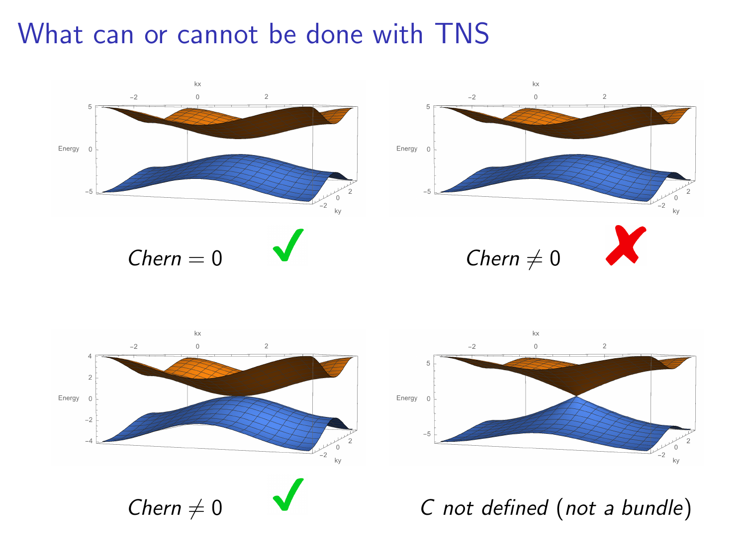# What can or cannot be done with TNS

*Chern* $= 0$ ✓

*Chern* $\neq 0$ ✗

*Chern* $\neq 0$ ✓

*C not defined* (*not a bundle*)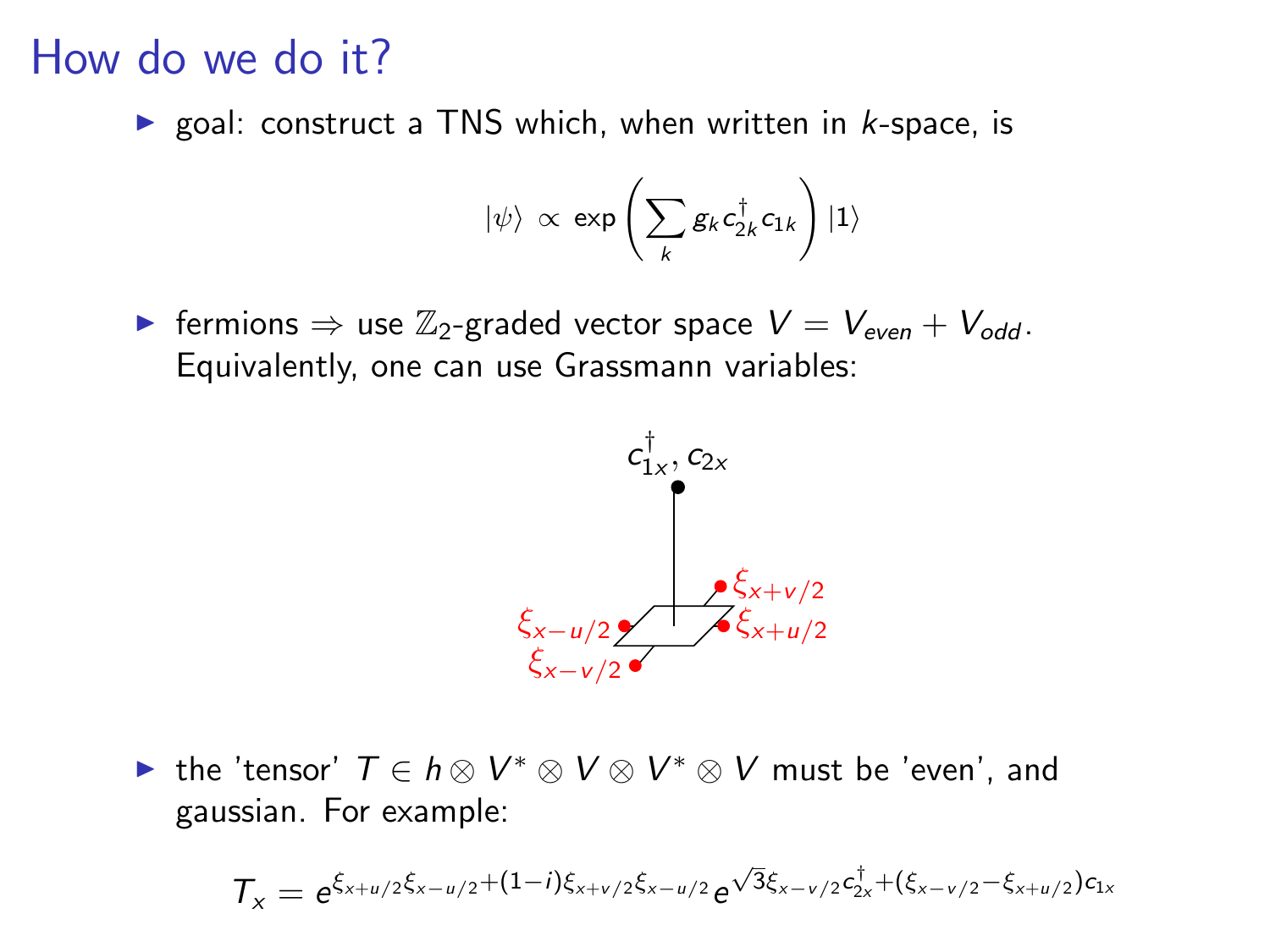# How do we do it?

- goal: construct a TNS which, when written in $k$-space, is

$$|\psi\rangle \propto \exp\left(\sum_k g_k c^\dagger_{2k} c_{1k}\right)|1\rangle$$

- fermions $\Rightarrow$ use $\mathbb{Z}_2$-graded vector space $V = V_{even} + V_{odd}$. Equivalently, one can use Grassmann variables:

$c^\dagger_{1x}, c_{2x}$

$\xi_{x+v/2}$ $\xi_{x-u/2}$ $\xi_{x+u/2}$ $\xi_{x-v/2}$

- the 'tensor' $T \in h \otimes V^* \otimes V \otimes V^* \otimes V$ must be 'even', and gaussian. For example:

$$T_x = e^{\xi_{x+u/2}\xi_{x-u/2} + (1-i)\xi_{x+v/2}\xi_{x-u/2}} e^{\sqrt{3}\xi_{x-v/2}c^\dagger_{2x} + (\xi_{x-v/2} - \xi_{x+u/2})c_{1x}}$$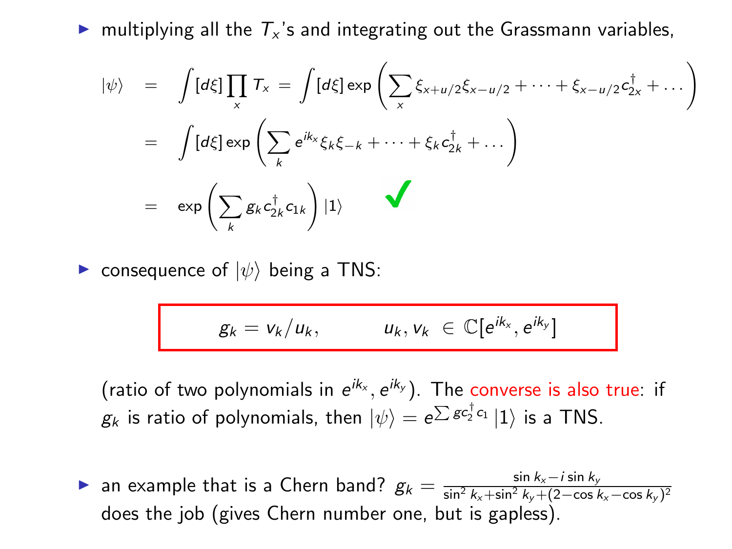- multiplying all the $T_x$'s and integrating out the Grassmann variables,

$$
\begin{aligned}
|\psi\rangle &= \int [d\xi] \prod_x T_x = \int [d\xi] \exp\left( \sum_x \xi_{x+u/2}\xi_{x-u/2} + \cdots + \xi_{x-u/2} c_{2x}^\dagger + \ldots \right) \\
&= \int [d\xi] \exp\left( \sum_k e^{ik_x} \xi_k \xi_{-k} + \cdots + \xi_k c_{2k}^\dagger + \ldots \right) \\
&= \exp\left( \sum_k g_k c_{2k}^\dagger c_{1k} \right) |1\rangle \quad ✓
\end{aligned}
$$

- consequence of $|\psi\rangle$ being a TNS:

$$
g_k = v_k / u_k, \qquad u_k, v_k \in \mathbb{C}[e^{ik_x}, e^{ik_y}]
$$

(ratio of two polynomials in $e^{ik_x}, e^{ik_y}$). The converse is also true: if $g_k$ is ratio of polynomials, then $|\psi\rangle = e^{\sum g c_2^\dagger c_1} |1\rangle$ is a TNS.

- an example that is a Chern band? $g_k = \frac{\sin k_x - i \sin k_y}{\sin^2 k_x + \sin^2 k_y + (2 - \cos k_x - \cos k_y)^2}$ does the job (gives Chern number one, but is gapless).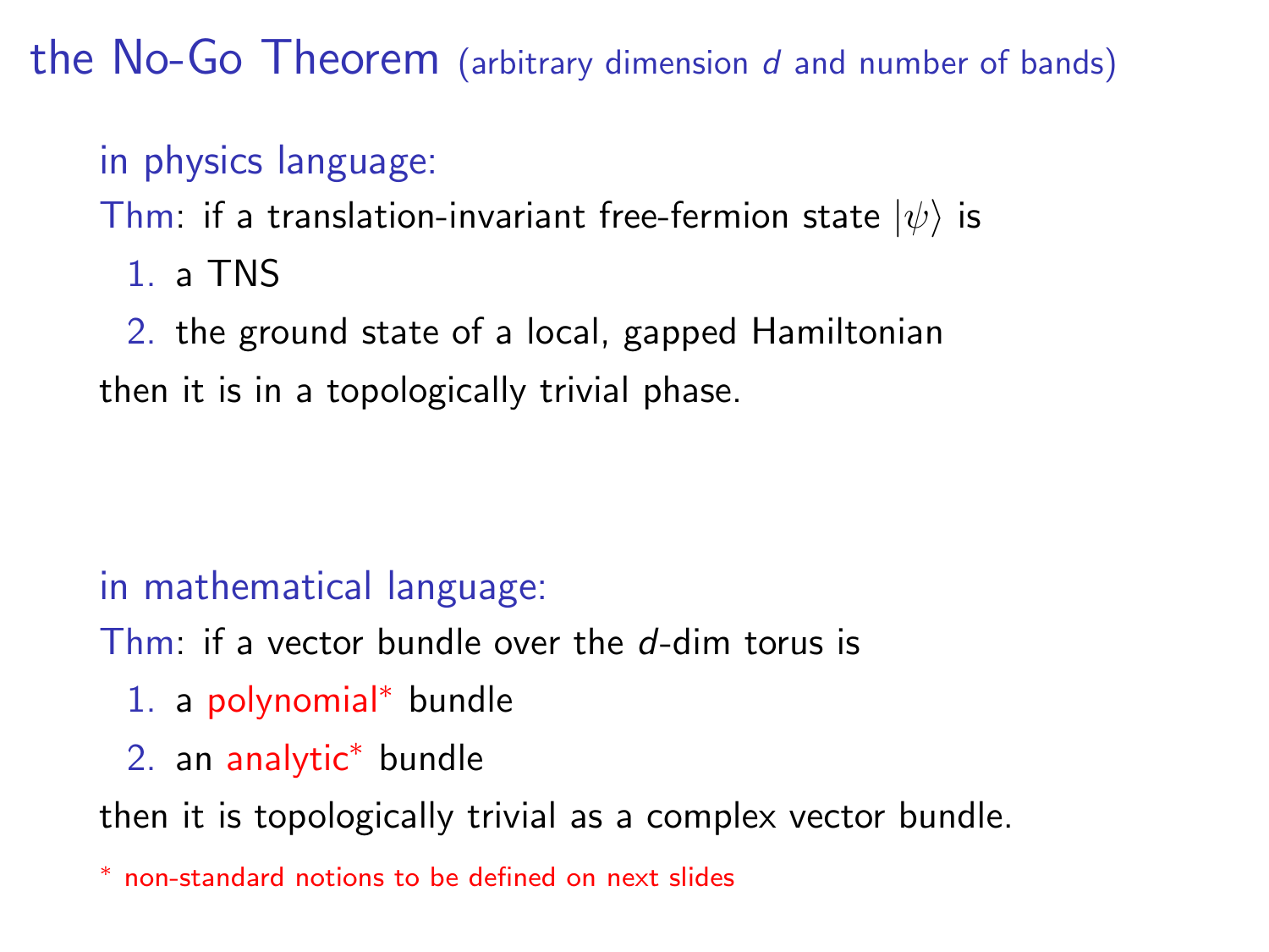# the No-Go Theorem (arbitrary dimension $d$ and number of bands)

## in physics language:

Thm: if a translation-invariant free-fermion state $|\psi\rangle$ is

1. a TNS
2. the ground state of a local, gapped Hamiltonian

then it is in a topologically trivial phase.

## in mathematical language:

Thm: if a vector bundle over the $d$-dim torus is

1. a polynomial* bundle
2. an analytic* bundle

then it is topologically trivial as a complex vector bundle.

\* non-standard notions to be defined on next slides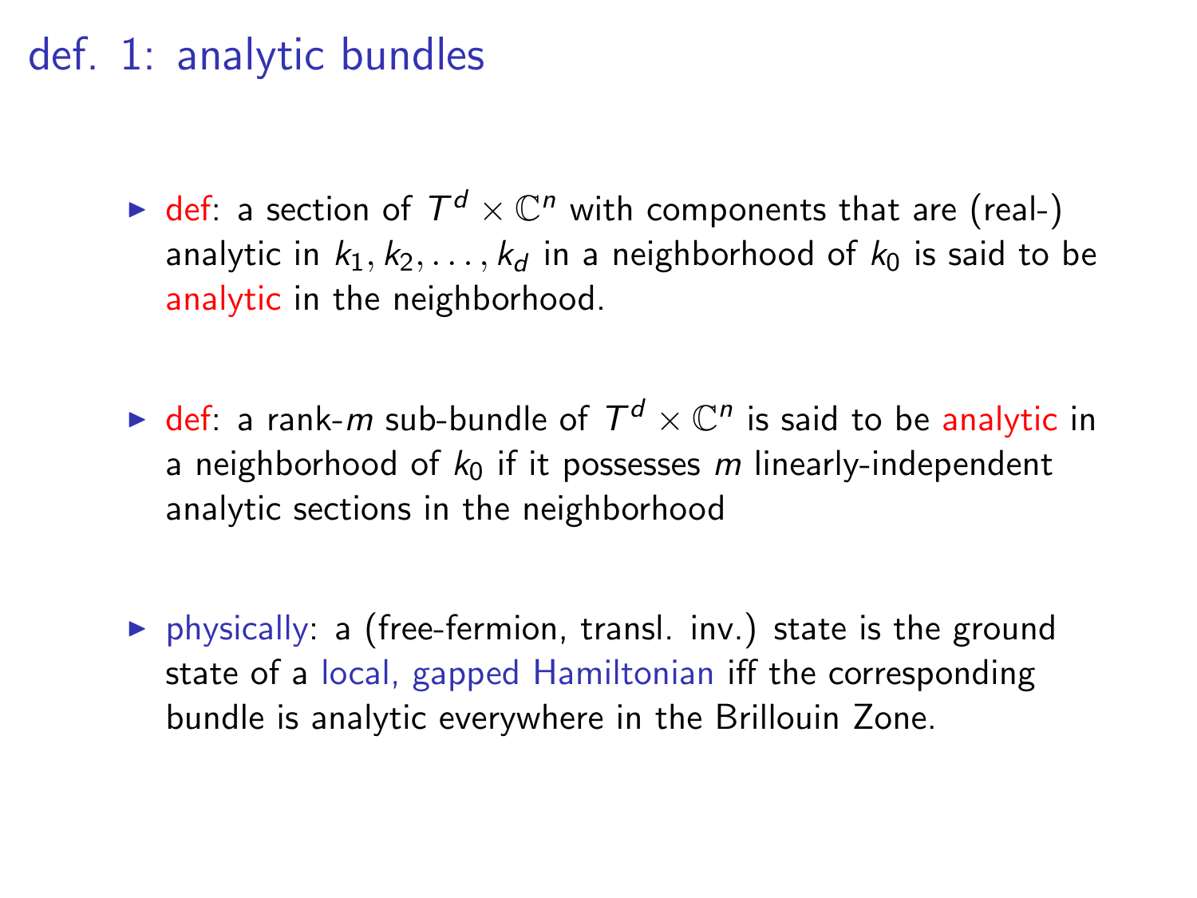# def. 1: analytic bundles

- def: a section of $T^d \times \mathbb{C}^n$ with components that are (real-) analytic in $k_1, k_2, \ldots, k_d$ in a neighborhood of $k_0$ is said to be analytic in the neighborhood.

- def: a rank-$m$ sub-bundle of $T^d \times \mathbb{C}^n$ is said to be analytic in a neighborhood of $k_0$ if it possesses $m$ linearly-independent analytic sections in the neighborhood

- physically: a (free-fermion, transl. inv.) state is the ground state of a local, gapped Hamiltonian iff the corresponding bundle is analytic everywhere in the Brillouin Zone.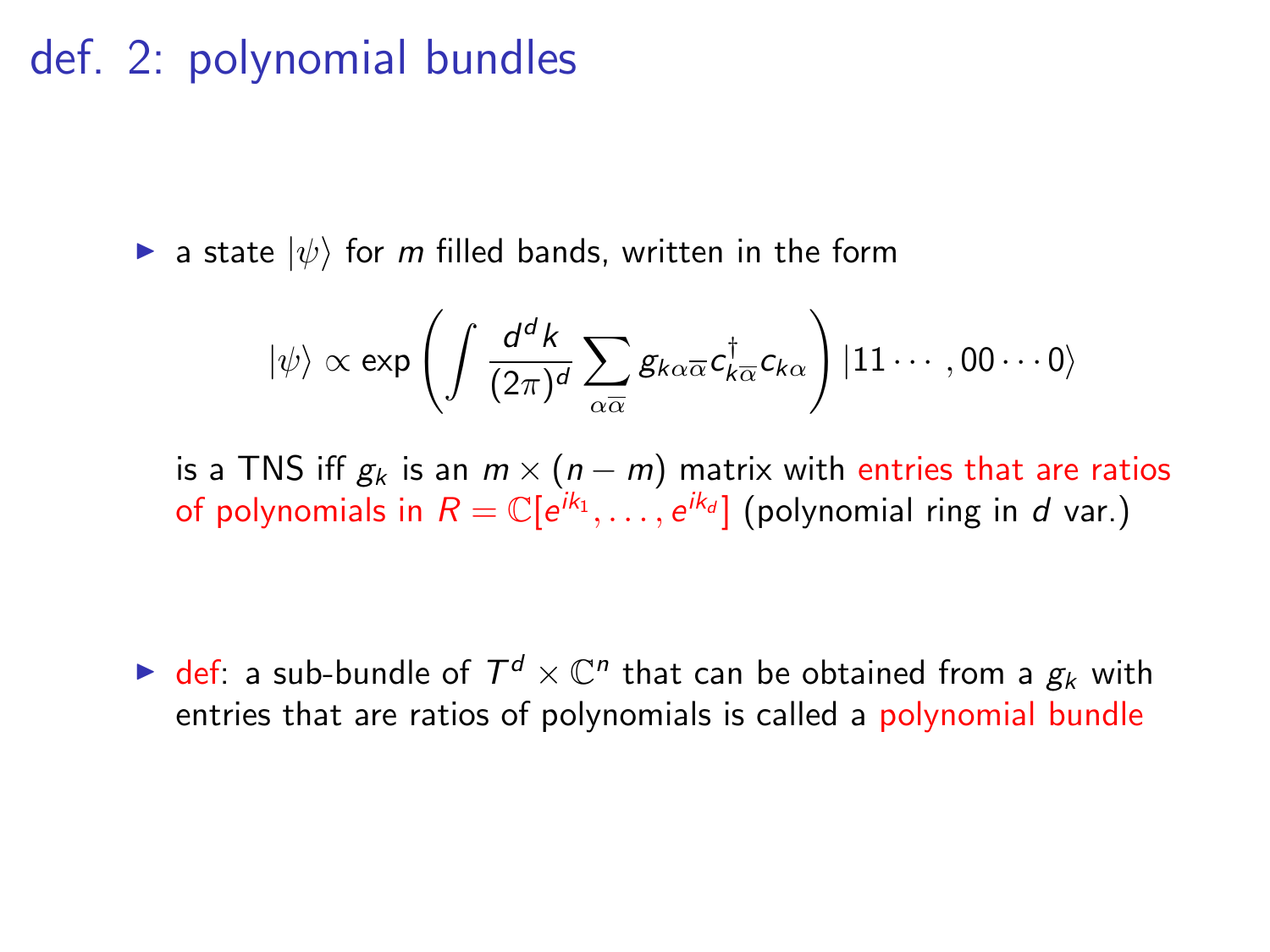# def. 2: polynomial bundles

- a state $|\psi\rangle$ for $m$ filled bands, written in the form

$$|\psi\rangle \propto \exp\left(\int \frac{d^d k}{(2\pi)^d} \sum_{\alpha\overline{\alpha}} g_{k\alpha\overline{\alpha}} c^{\dagger}_{k\overline{\alpha}} c_{k\alpha}\right) |11\cdots,00\cdots 0\rangle$$

  is a TNS iff $g_k$ is an $m \times (n-m)$ matrix with entries that are ratios of polynomials in $R = \mathbb{C}[e^{ik_1}, \ldots, e^{ik_d}]$ (polynomial ring in $d$ var.)

- def: a sub-bundle of $T^d \times \mathbb{C}^n$ that can be obtained from a $g_k$ with entries that are ratios of polynomials is called a polynomial bundle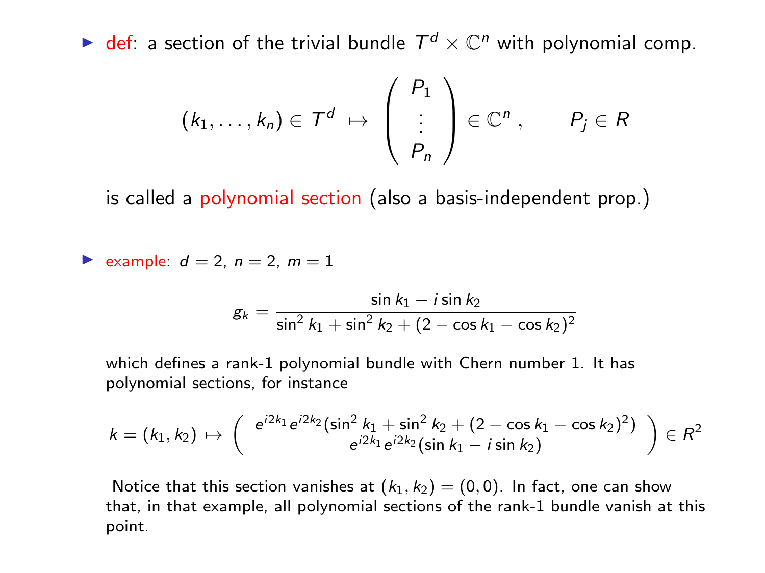- def: a section of the trivial bundle $T^d \times \mathbb{C}^n$ with polynomial comp.

$$(k_1, \ldots, k_n) \in T^d \mapsto \begin{pmatrix} P_1 \\ \vdots \\ P_n \end{pmatrix} \in \mathbb{C}^n , \qquad P_j \in R$$

  is called a polynomial section (also a basis-independent prop.)

- example: $d = 2$, $n = 2$, $m = 1$

$$g_k = \frac{\sin k_1 - i \sin k_2}{\sin^2 k_1 + \sin^2 k_2 + (2 - \cos k_1 - \cos k_2)^2}$$

  which defines a rank-1 polynomial bundle with Chern number 1. It has polynomial sections, for instance

$$k = (k_1, k_2) \mapsto \begin{pmatrix} e^{i2k_1} e^{i2k_2} (\sin^2 k_1 + \sin^2 k_2 + (2 - \cos k_1 - \cos k_2)^2) \\ e^{i2k_1} e^{i2k_2} (\sin k_1 - i \sin k_2) \end{pmatrix} \in R^2$$

  Notice that this section vanishes at $(k_1, k_2) = (0, 0)$. In fact, one can show that, in that example, all polynomial sections of the rank-1 bundle vanish at this point.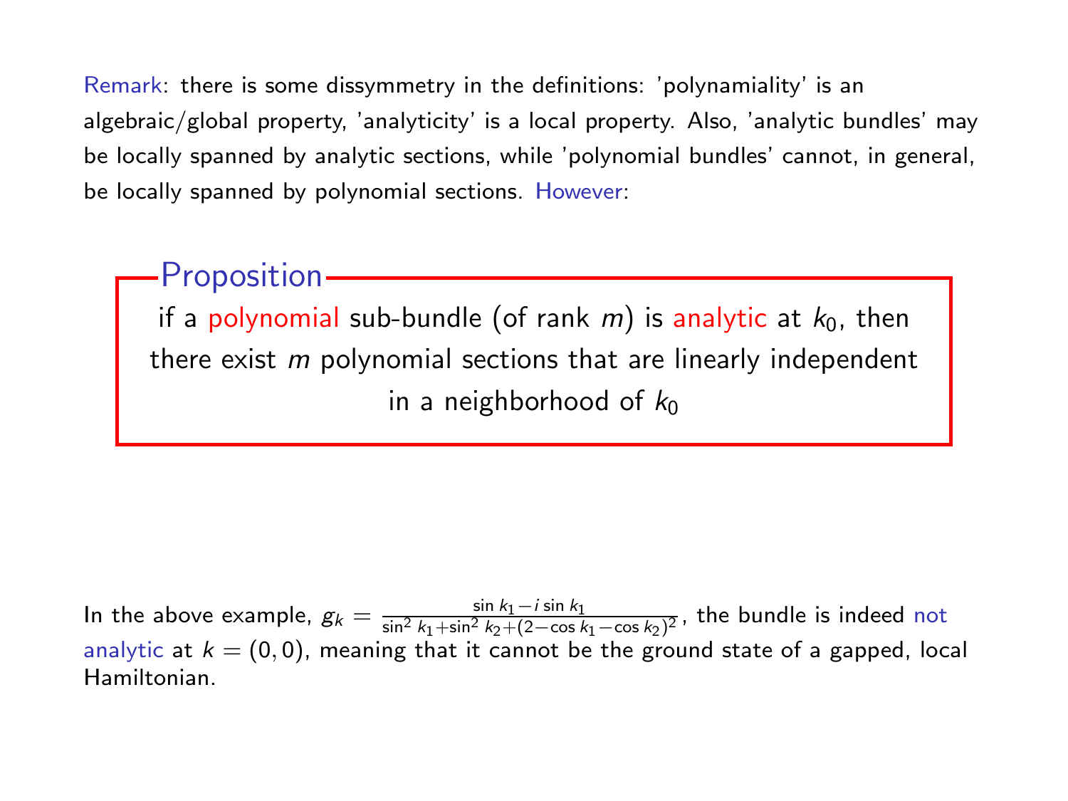Remark: there is some dissymmetry in the definitions: 'polynamiality' is an algebraic/global property, 'analyticity' is a local property. Also, 'analytic bundles' may be locally spanned by analytic sections, while 'polynomial bundles' cannot, in general, be locally spanned by polynomial sections. However:

**Proposition**

if a polynomial sub-bundle (of rank $m$) is analytic at $k_0$, then there exist $m$ polynomial sections that are linearly independent in a neighborhood of $k_0$

In the above example, $g_k = \frac{\sin k_1 - i \sin k_1}{\sin^2 k_1 + \sin^2 k_2 + (2 - \cos k_1 - \cos k_2)^2}$, the bundle is indeed not analytic at $k = (0, 0)$, meaning that it cannot be the ground state of a gapped, local Hamiltonian.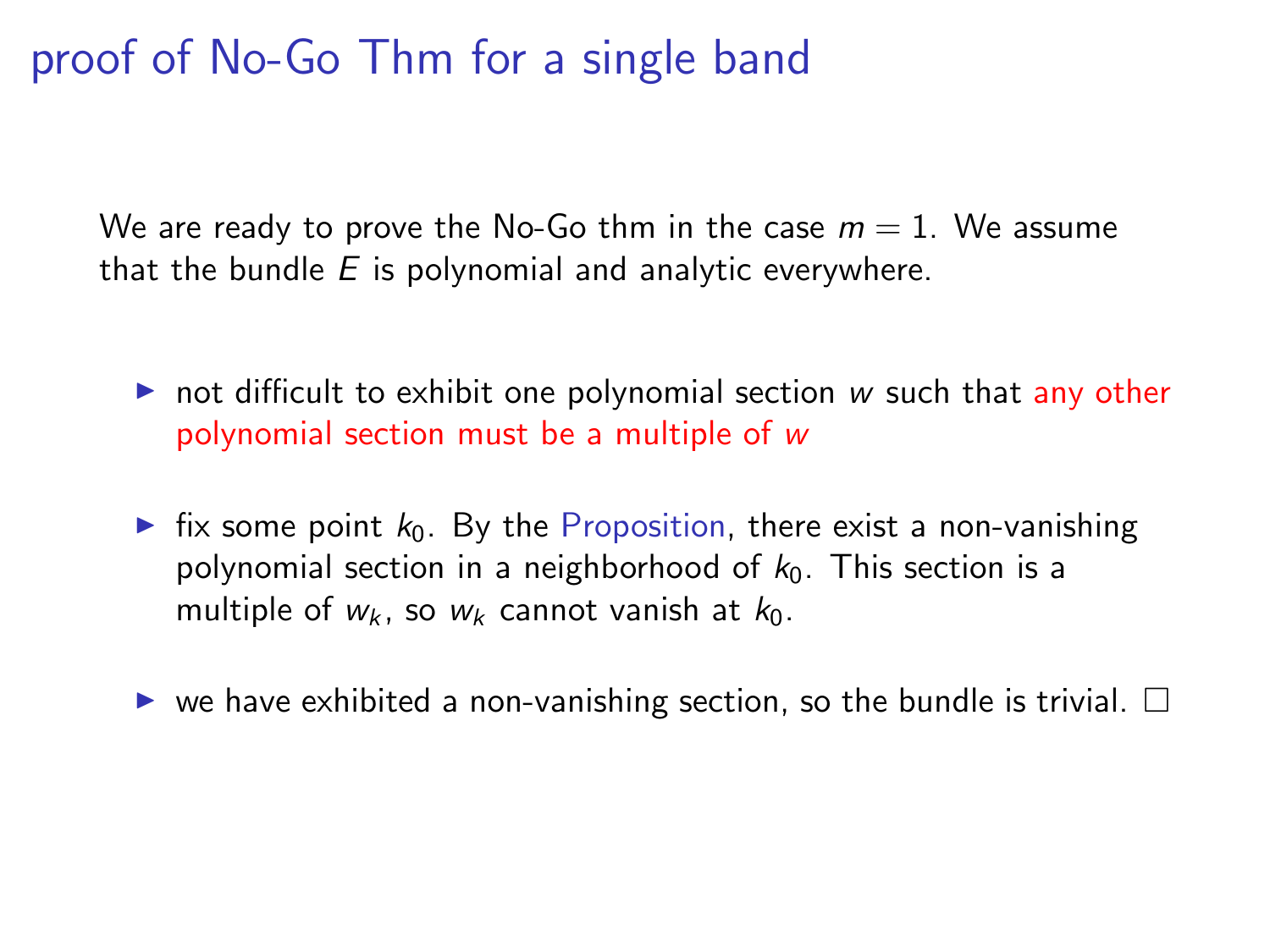# proof of No-Go Thm for a single band

We are ready to prove the No-Go thm in the case $m = 1$. We assume that the bundle $E$ is polynomial and analytic everywhere.

- not difficult to exhibit one polynomial section $w$ such that any other polynomial section must be a multiple of $w$
- fix some point $k_0$. By the Proposition, there exist a non-vanishing polynomial section in a neighborhood of $k_0$. This section is a multiple of $w_k$, so $w_k$ cannot vanish at $k_0$.
- we have exhibited a non-vanishing section, so the bundle is trivial. □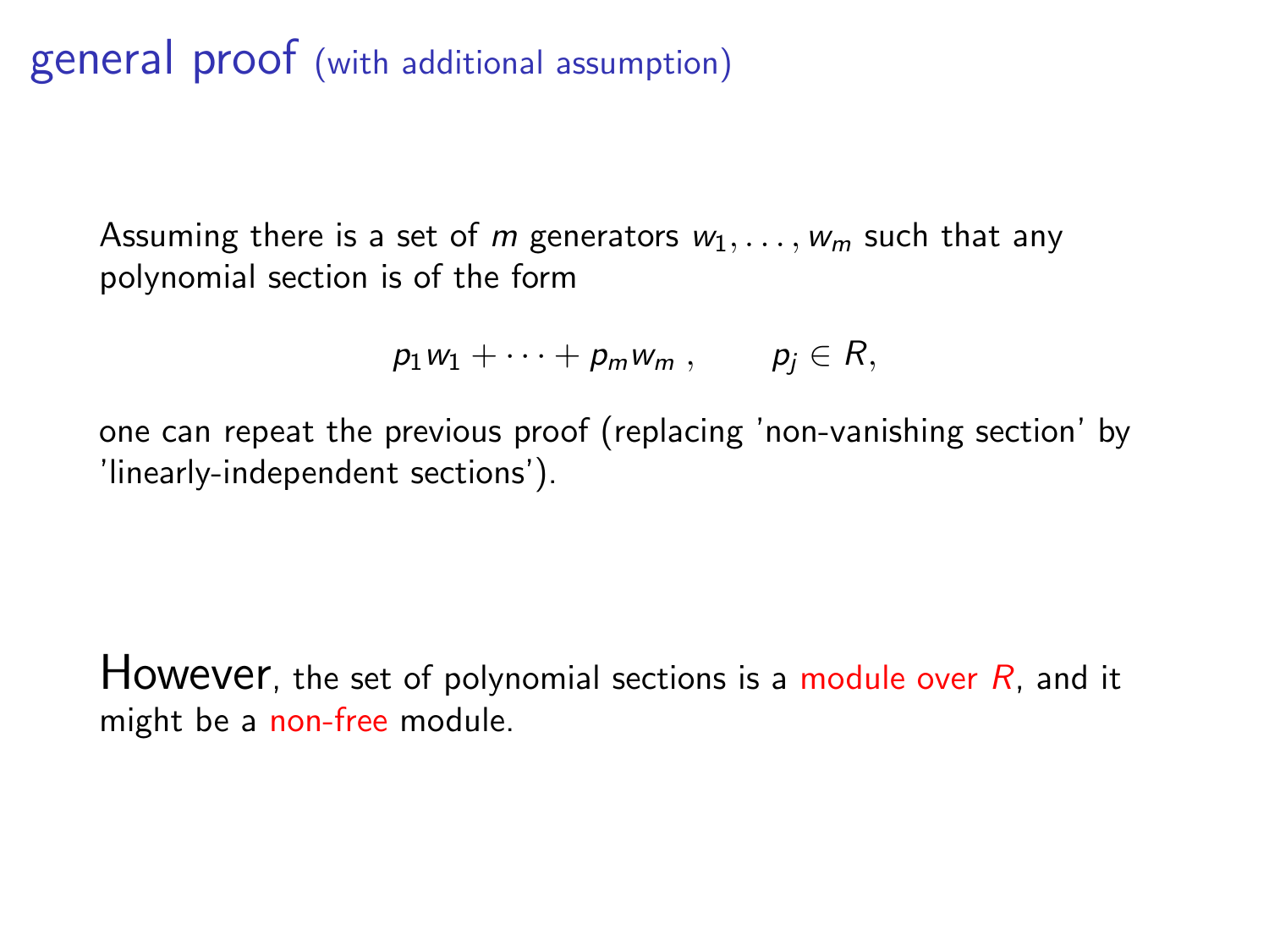# general proof (with additional assumption)

Assuming there is a set of $m$ generators $w_1, \ldots, w_m$ such that any polynomial section is of the form

$$p_1 w_1 + \cdots + p_m w_m \ , \qquad p_j \in R,$$

one can repeat the previous proof (replacing 'non-vanishing section' by 'linearly-independent sections').

However, the set of polynomial sections is a module over $R$, and it might be a non-free module.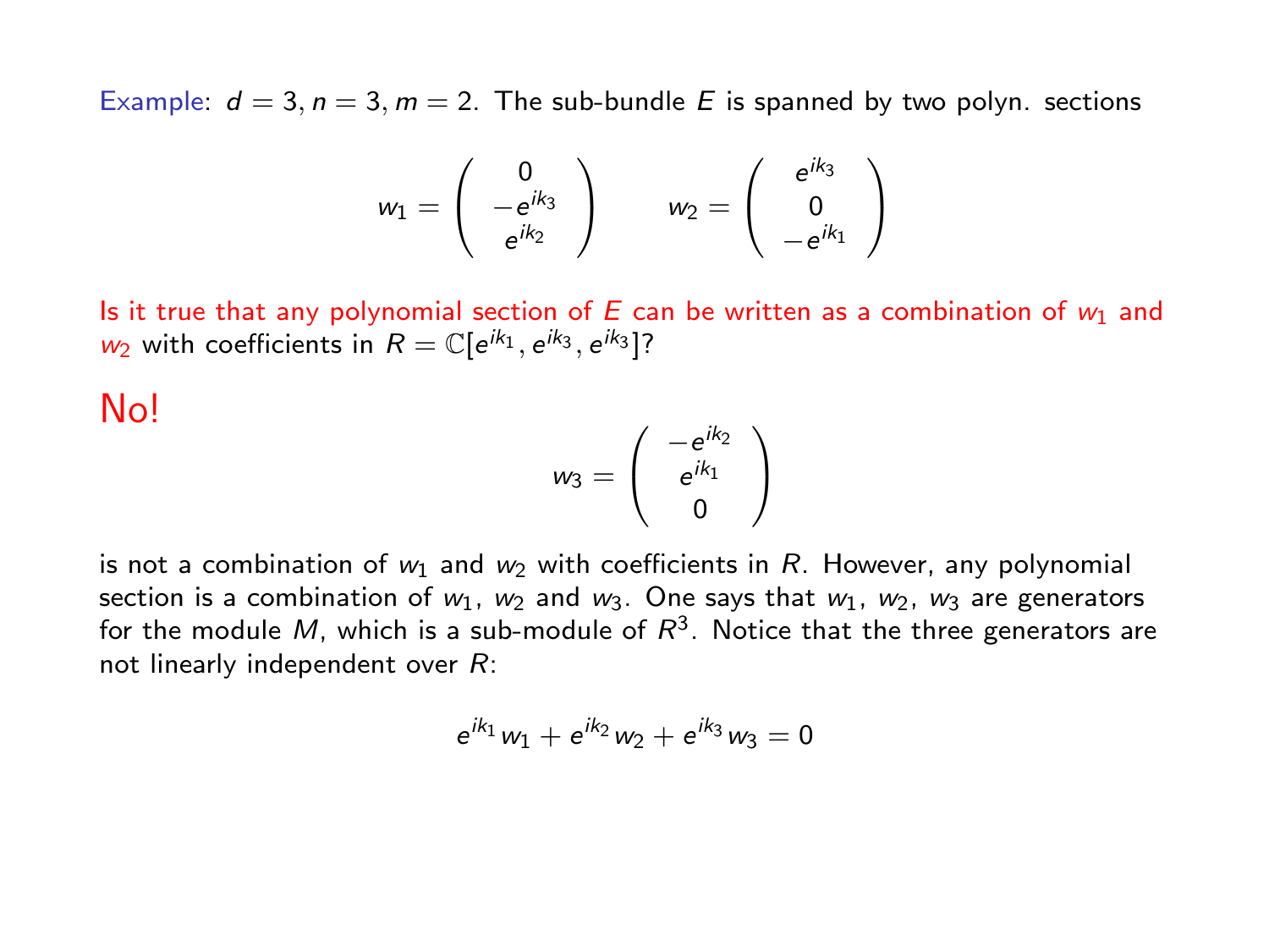Example: $d = 3, n = 3, m = 2$. The sub-bundle $E$ is spanned by two polyn. sections

$$w_1 = \begin{pmatrix} 0 \\ -e^{ik_3} \\ e^{ik_2} \end{pmatrix} \qquad w_2 = \begin{pmatrix} e^{ik_3} \\ 0 \\ -e^{ik_1} \end{pmatrix}$$

Is it true that any polynomial section of $E$ can be written as a combination of $w_1$ and $w_2$ with coefficients in $R = \mathbb{C}[e^{ik_1}, e^{ik_3}, e^{ik_3}]$?

No!

$$w_3 = \begin{pmatrix} -e^{ik_2} \\ e^{ik_1} \\ 0 \end{pmatrix}$$

is not a combination of $w_1$ and $w_2$ with coefficients in $R$. However, any polynomial section is a combination of $w_1$, $w_2$ and $w_3$. One says that $w_1$, $w_2$, $w_3$ are generators for the module $M$, which is a sub-module of $R^3$. Notice that the three generators are not linearly independent over $R$:

$$e^{ik_1} w_1 + e^{ik_2} w_2 + e^{ik_3} w_3 = 0$$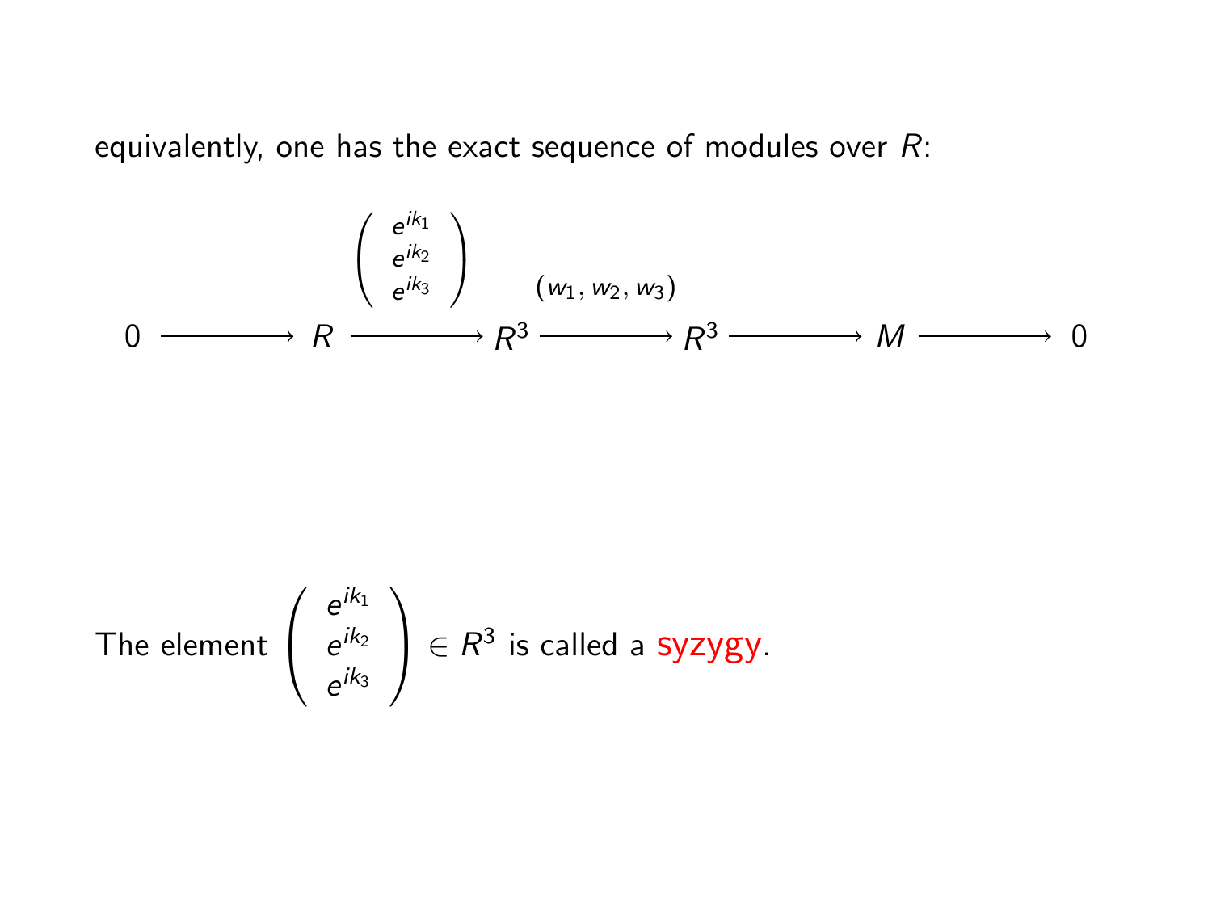equivalently, one has the exact sequence of modules over $R$:

$$0 \longrightarrow R \xrightarrow{\begin{pmatrix} e^{ik_1} \\ e^{ik_2} \\ e^{ik_3} \end{pmatrix}} R^3 \xrightarrow{(w_1, w_2, w_3)} R^3 \longrightarrow M \longrightarrow 0$$

The element $\begin{pmatrix} e^{ik_1} \\ e^{ik_2} \\ e^{ik_3} \end{pmatrix} \in R^3$ is called a syzygy.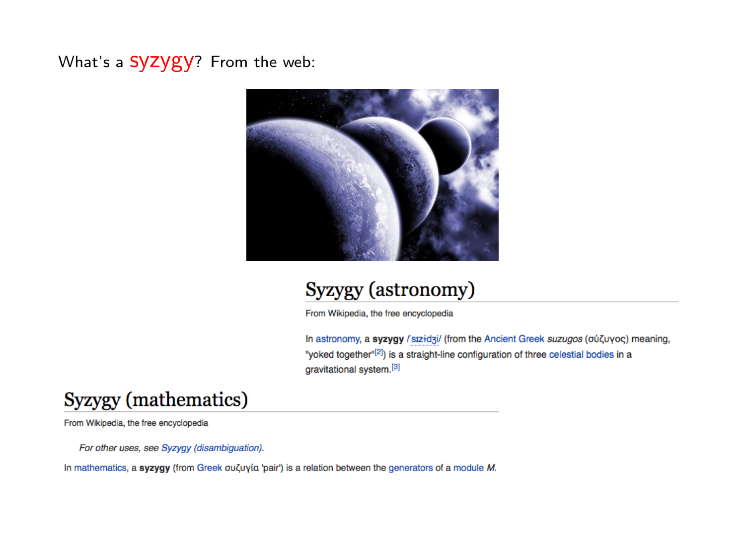What's a syzygy? From the web:

## Syzygy (astronomy)

From Wikipedia, the free encyclopedia

In astronomy, a **syzygy** /ˈsɪzɨdʒi/ (from the Ancient Greek *suzugos* (σύζυγος) meaning, "yoked together"[2]) is a straight-line configuration of three celestial bodies in a gravitational system.[3]

## Syzygy (mathematics)

From Wikipedia, the free encyclopedia

*For other uses, see Syzygy (disambiguation).*

In mathematics, a **syzygy** (from Greek συζυγία 'pair') is a relation between the generators of a module *M*.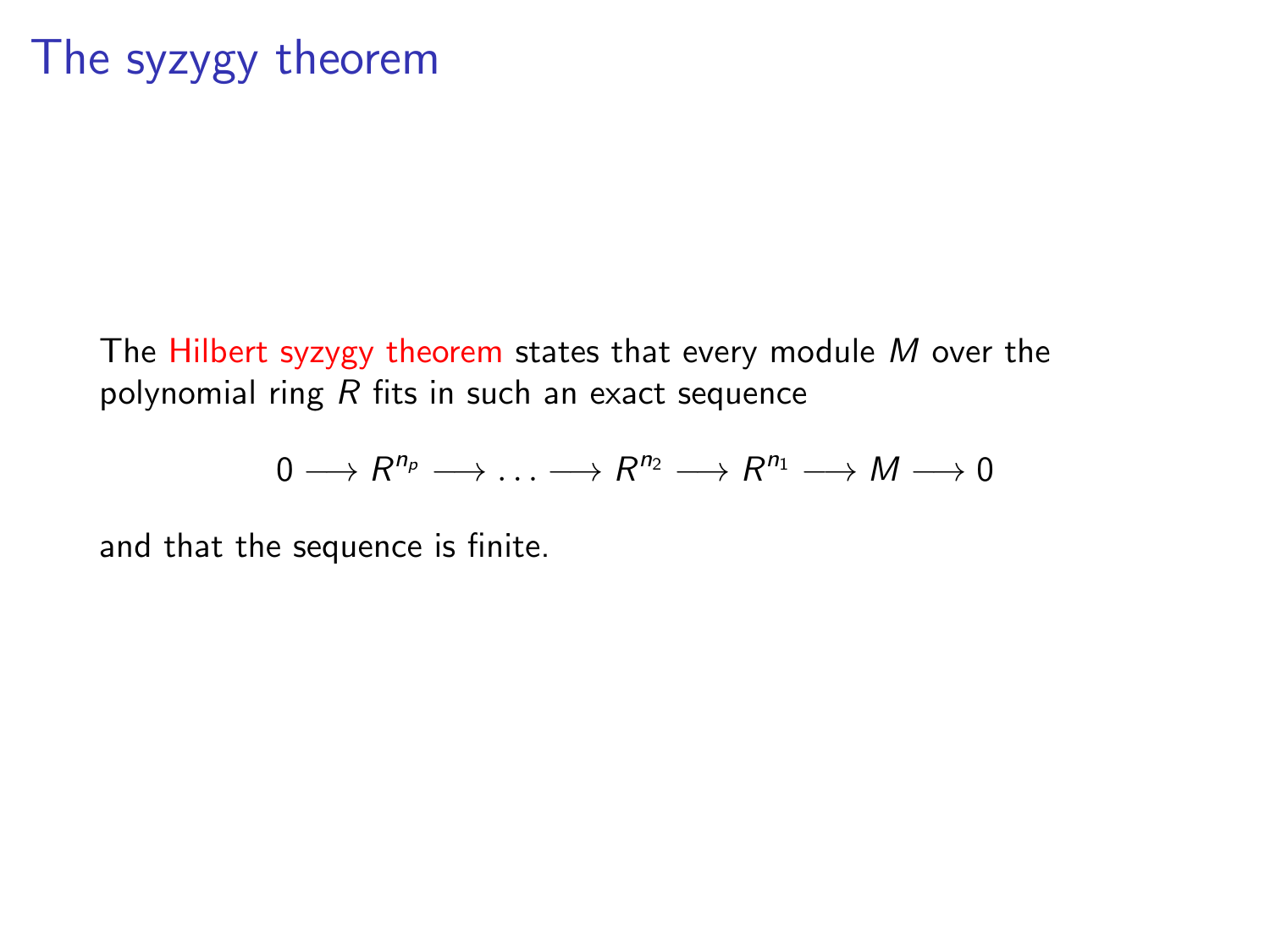# The syzygy theorem

The Hilbert syzygy theorem states that every module $M$ over the polynomial ring $R$ fits in such an exact sequence

$$0 \longrightarrow R^{n_p} \longrightarrow \ldots \longrightarrow R^{n_2} \longrightarrow R^{n_1} \longrightarrow M \longrightarrow 0$$

and that the sequence is finite.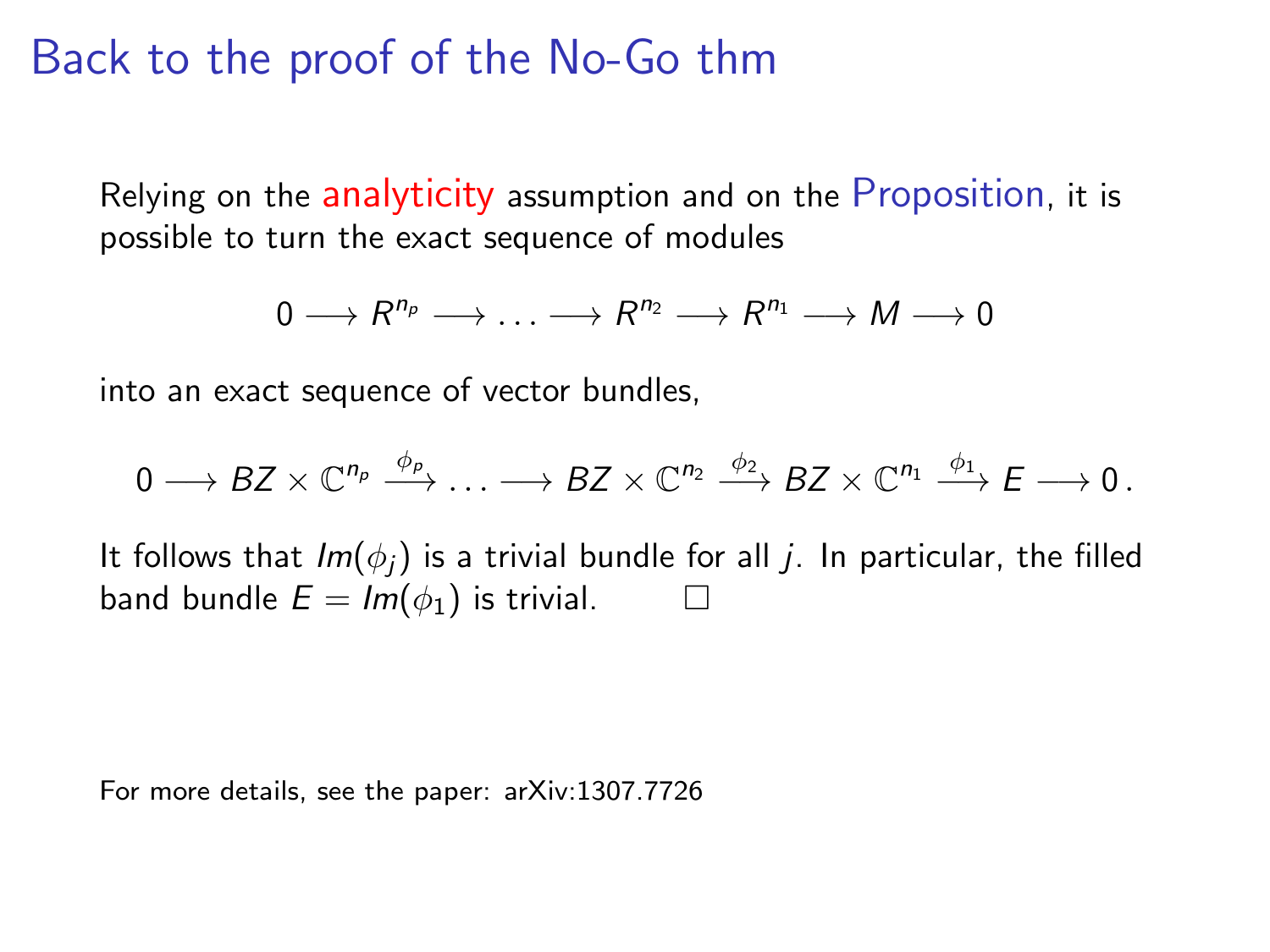# Back to the proof of the No-Go thm

Relying on the analyticity assumption and on the Proposition, it is possible to turn the exact sequence of modules

$$0 \longrightarrow R^{n_p} \longrightarrow \ldots \longrightarrow R^{n_2} \longrightarrow R^{n_1} \longrightarrow M \longrightarrow 0$$

into an exact sequence of vector bundles,

$$0 \longrightarrow BZ \times \mathbb{C}^{n_p} \xrightarrow{\phi_p} \ldots \longrightarrow BZ \times \mathbb{C}^{n_2} \xrightarrow{\phi_2} BZ \times \mathbb{C}^{n_1} \xrightarrow{\phi_1} E \longrightarrow 0\,.$$

It follows that $Im(\phi_j)$ is a trivial bundle for all $j$. In particular, the filled band bundle $E = Im(\phi_1)$ is trivial. $\square$

For more details, see the paper: arXiv:1307.7726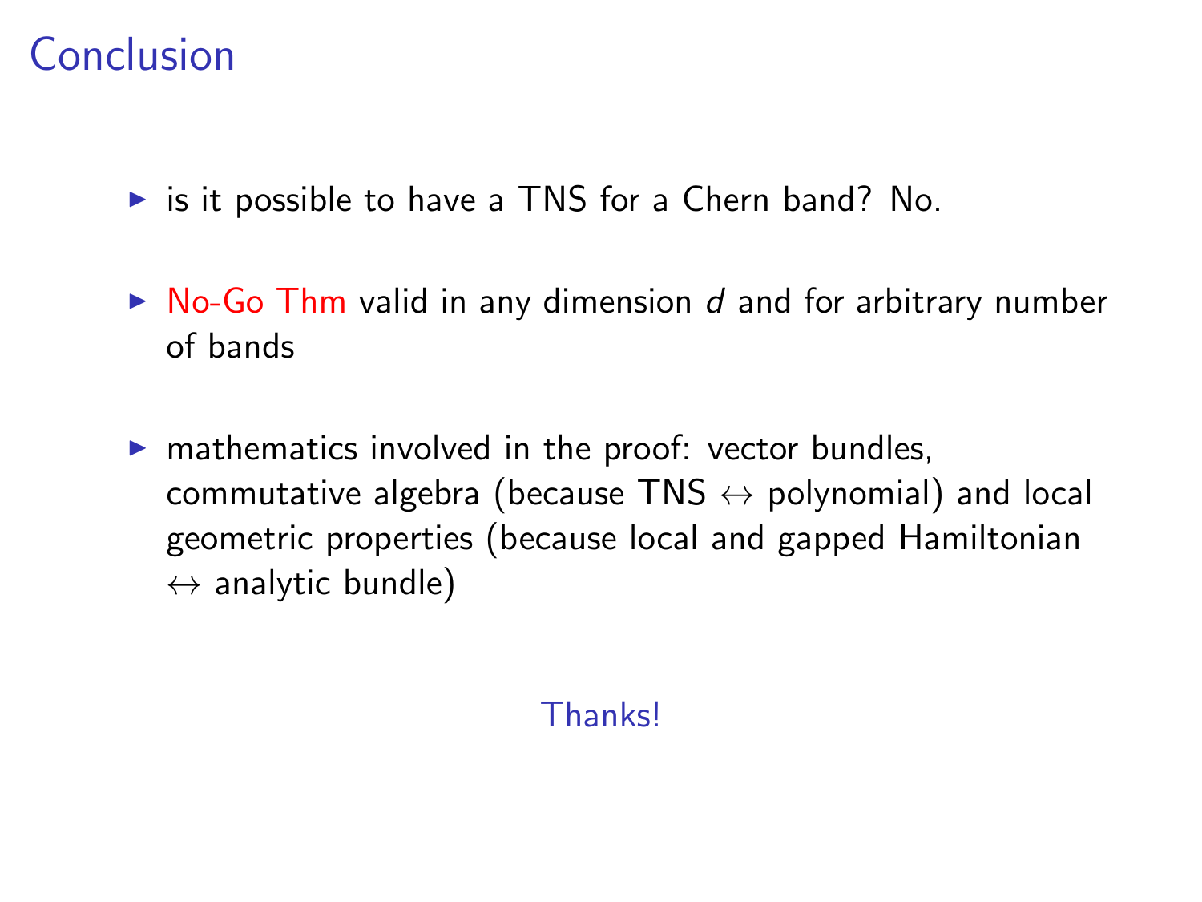# Conclusion

- is it possible to have a TNS for a Chern band? No.
- No-Go Thm valid in any dimension $d$ and for arbitrary number of bands
- mathematics involved in the proof: vector bundles, commutative algebra (because TNS $\leftrightarrow$ polynomial) and local geometric properties (because local and gapped Hamiltonian $\leftrightarrow$ analytic bundle)

Thanks!